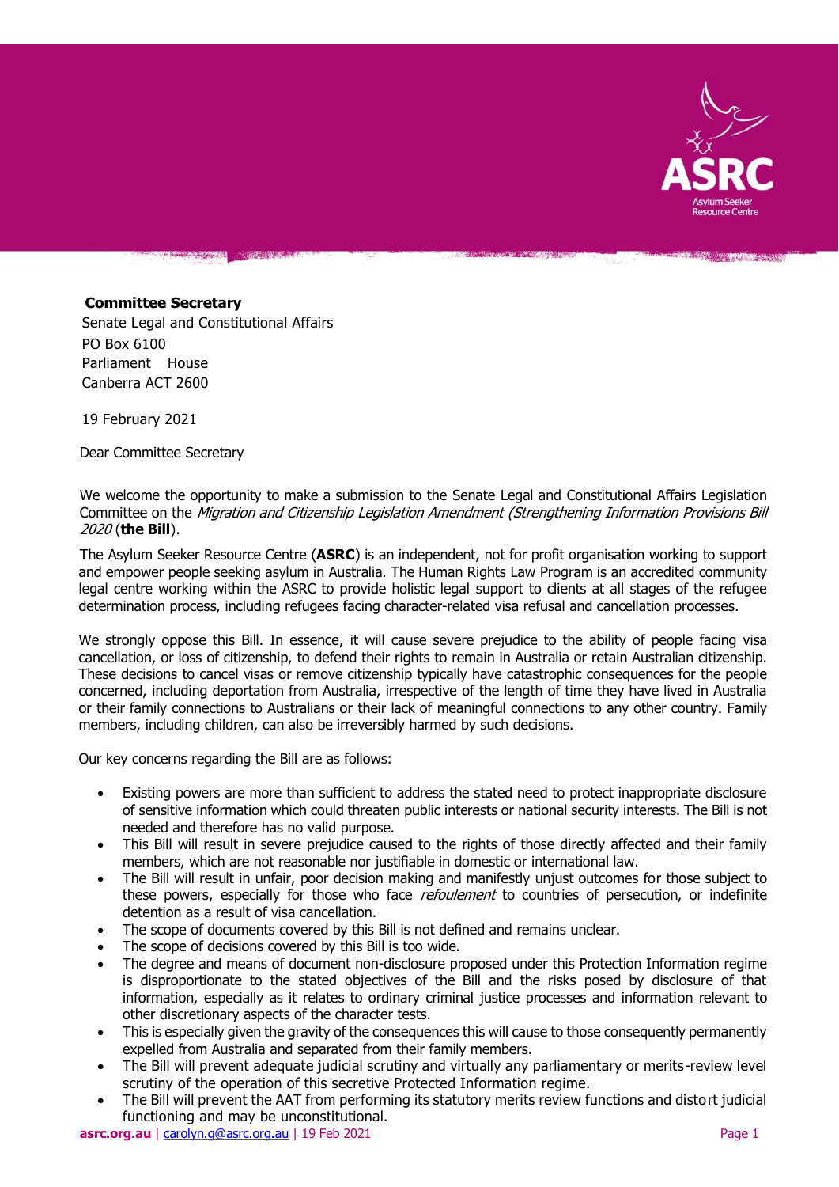**Committee Secretary**
Senate Legal and Constitutional Affairs
PO Box 6100
Parliament House
Canberra ACT 2600

19 February 2021

Dear Committee Secretary

We welcome the opportunity to make a submission to the Senate Legal and Constitutional Affairs Legislation Committee on the *Migration and Citizenship Legislation Amendment (Strengthening Information Provisions Bill 2020* (**the Bill**).

The Asylum Seeker Resource Centre (**ASRC**) is an independent, not for profit organisation working to support and empower people seeking asylum in Australia. The Human Rights Law Program is an accredited community legal centre working within the ASRC to provide holistic legal support to clients at all stages of the refugee determination process, including refugees facing character-related visa refusal and cancellation processes.

We strongly oppose this Bill. In essence, it will cause severe prejudice to the ability of people facing visa cancellation, or loss of citizenship, to defend their rights to remain in Australia or retain Australian citizenship. These decisions to cancel visas or remove citizenship typically have catastrophic consequences for the people concerned, including deportation from Australia, irrespective of the length of time they have lived in Australia or their family connections to Australians or their lack of meaningful connections to any other country. Family members, including children, can also be irreversibly harmed by such decisions.

Our key concerns regarding the Bill are as follows:

- Existing powers are more than sufficient to address the stated need to protect inappropriate disclosure of sensitive information which could threaten public interests or national security interests. The Bill is not needed and therefore has no valid purpose.
- This Bill will result in severe prejudice caused to the rights of those directly affected and their family members, which are not reasonable nor justifiable in domestic or international law.
- The Bill will result in unfair, poor decision making and manifestly unjust outcomes for those subject to these powers, especially for those who face *refoulement* to countries of persecution, or indefinite detention as a result of visa cancellation.
- The scope of documents covered by this Bill is not defined and remains unclear.
- The scope of decisions covered by this Bill is too wide.
- The degree and means of document non-disclosure proposed under this Protection Information regime is disproportionate to the stated objectives of the Bill and the risks posed by disclosure of that information, especially as it relates to ordinary criminal justice processes and information relevant to other discretionary aspects of the character tests.
- This is especially given the gravity of the consequences this will cause to those consequently permanently expelled from Australia and separated from their family members.
- The Bill will prevent adequate judicial scrutiny and virtually any parliamentary or merits-review level scrutiny of the operation of this secretive Protected Information regime.
- The Bill will prevent the AAT from performing its statutory merits review functions and distort judicial functioning and may be unconstitutional.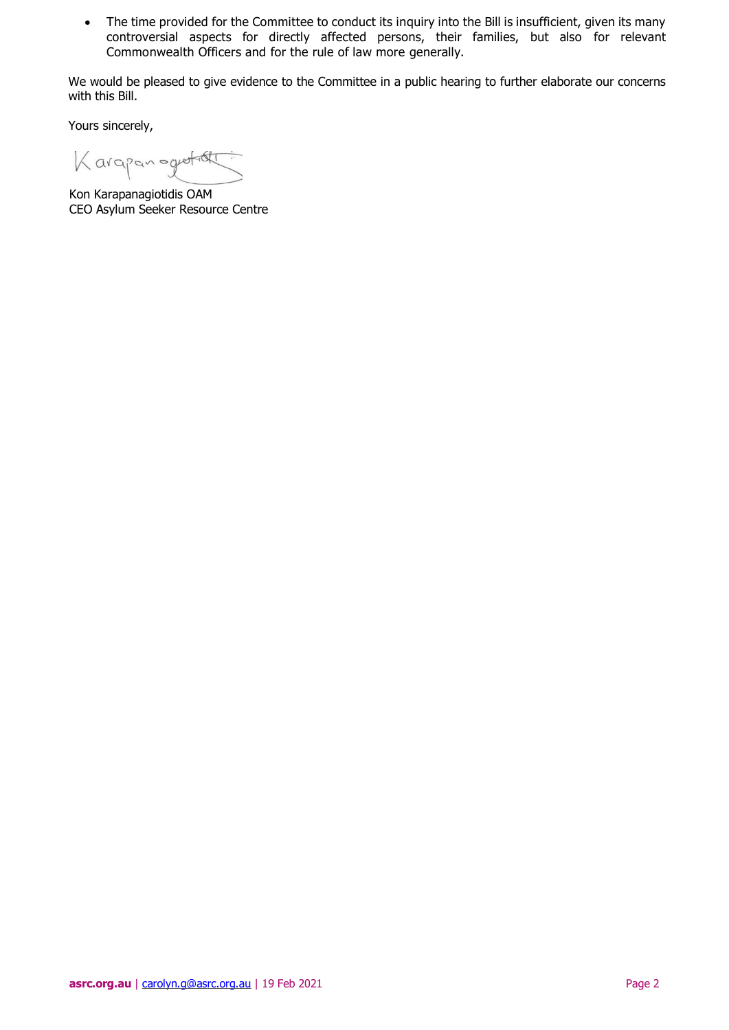- The time provided for the Committee to conduct its inquiry into the Bill is insufficient, given its many controversial aspects for directly affected persons, their families, but also for relevant Commonwealth Officers and for the rule of law more generally.

We would be pleased to give evidence to the Committee in a public hearing to further elaborate our concerns with this Bill.

Yours sincerely,

Kon Karapanagiotidis OAM
CEO Asylum Seeker Resource Centre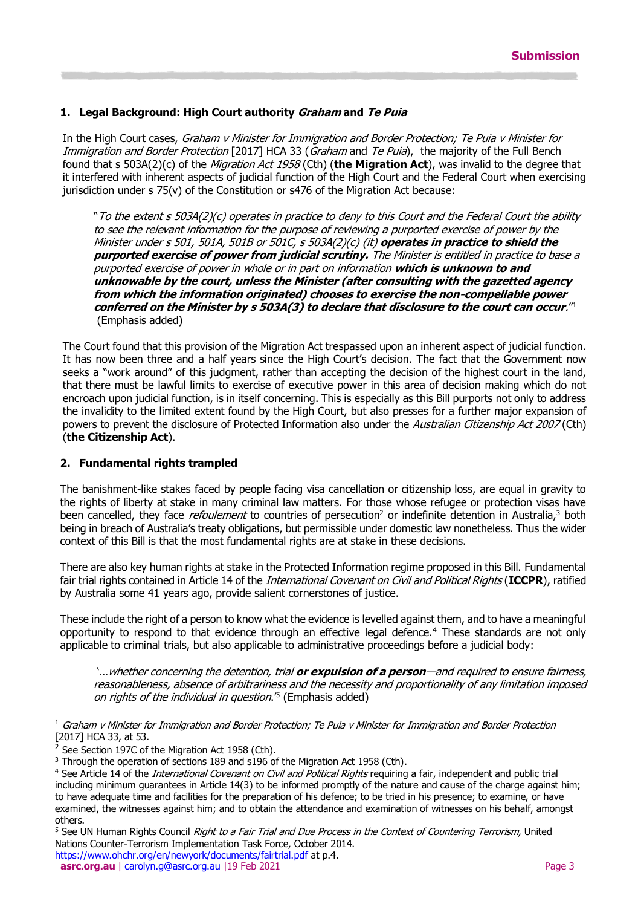## 1. Legal Background: High Court authority *Graham* and *Te Puia*

In the High Court cases, *Graham v Minister for Immigration and Border Protection; Te Puia v Minister for Immigration and Border Protection* [2017] HCA 33 (*Graham* and *Te Puia*), the majority of the Full Bench found that s 503A(2)(c) of the *Migration Act 1958* (Cth) (**the Migration Act**), was invalid to the degree that it interfered with inherent aspects of judicial function of the High Court and the Federal Court when exercising jurisdiction under s 75(v) of the Constitution or s476 of the Migration Act because:

> "*To the extent s 503A(2)(c) operates in practice to deny to this Court and the Federal Court the ability to see the relevant information for the purpose of reviewing a purported exercise of power by the Minister under s 501, 501A, 501B or 501C, s 503A(2)(c) (it)* ***operates in practice to shield the purported exercise of power from judicial scrutiny.*** *The Minister is entitled in practice to base a purported exercise of power in whole or in part on information* ***which is unknown to and unknowable by the court, unless the Minister (after consulting with the gazetted agency from which the information originated) chooses to exercise the non-compellable power conferred on the Minister by s 503A(3) to declare that disclosure to the court can occur***."[1] (Emphasis added)

The Court found that this provision of the Migration Act trespassed upon an inherent aspect of judicial function. It has now been three and a half years since the High Court's decision. The fact that the Government now seeks a "work around" of this judgment, rather than accepting the decision of the highest court in the land, that there must be lawful limits to exercise of executive power in this area of decision making which do not encroach upon judicial function, is in itself concerning. This is especially as this Bill purports not only to address the invalidity to the limited extent found by the High Court, but also presses for a further major expansion of powers to prevent the disclosure of Protected Information also under the *Australian Citizenship Act 2007* (Cth) (**the Citizenship Act**).

## 2. Fundamental rights trampled

The banishment-like stakes faced by people facing visa cancellation or citizenship loss, are equal in gravity to the rights of liberty at stake in many criminal law matters. For those whose refugee or protection visas have been cancelled, they face *refoulement* to countries of persecution[2] or indefinite detention in Australia,[3] both being in breach of Australia's treaty obligations, but permissible under domestic law nonetheless. Thus the wider context of this Bill is that the most fundamental rights are at stake in these decisions.

There are also key human rights at stake in the Protected Information regime proposed in this Bill. Fundamental fair trial rights contained in Article 14 of the *International Covenant on Civil and Political Rights* (**ICCPR**), ratified by Australia some 41 years ago, provide salient cornerstones of justice.

These include the right of a person to know what the evidence is levelled against them, and to have a meaningful opportunity to respond to that evidence through an effective legal defence.[4] These standards are not only applicable to criminal trials, but also applicable to administrative proceedings before a judicial body:

> '…*whether concerning the detention, trial* ***or expulsion of a person****—and required to ensure fairness, reasonableness, absence of arbitrariness and the necessity and proportionality of any limitation imposed on rights of the individual in question.*'[5] (Emphasis added)

---

[1] *Graham v Minister for Immigration and Border Protection; Te Puia v Minister for Immigration and Border Protection* [2017] HCA 33, at 53.

[2] See Section 197C of the Migration Act 1958 (Cth).

[3] Through the operation of sections 189 and s196 of the Migration Act 1958 (Cth).

[4] See Article 14 of the *International Covenant on Civil and Political Rights* requiring a fair, independent and public trial including minimum guarantees in Article 14(3) to be informed promptly of the nature and cause of the charge against him; to have adequate time and facilities for the preparation of his defence; to be tried in his presence; to examine, or have examined, the witnesses against him; and to obtain the attendance and examination of witnesses on his behalf, amongst others.

[5] See UN Human Rights Council *Right to a Fair Trial and Due Process in the Context of Countering Terrorism,* United Nations Counter-Terrorism Implementation Task Force, October 2014. https://www.ohchr.org/en/newyork/documents/fairtrial.pdf at p.4.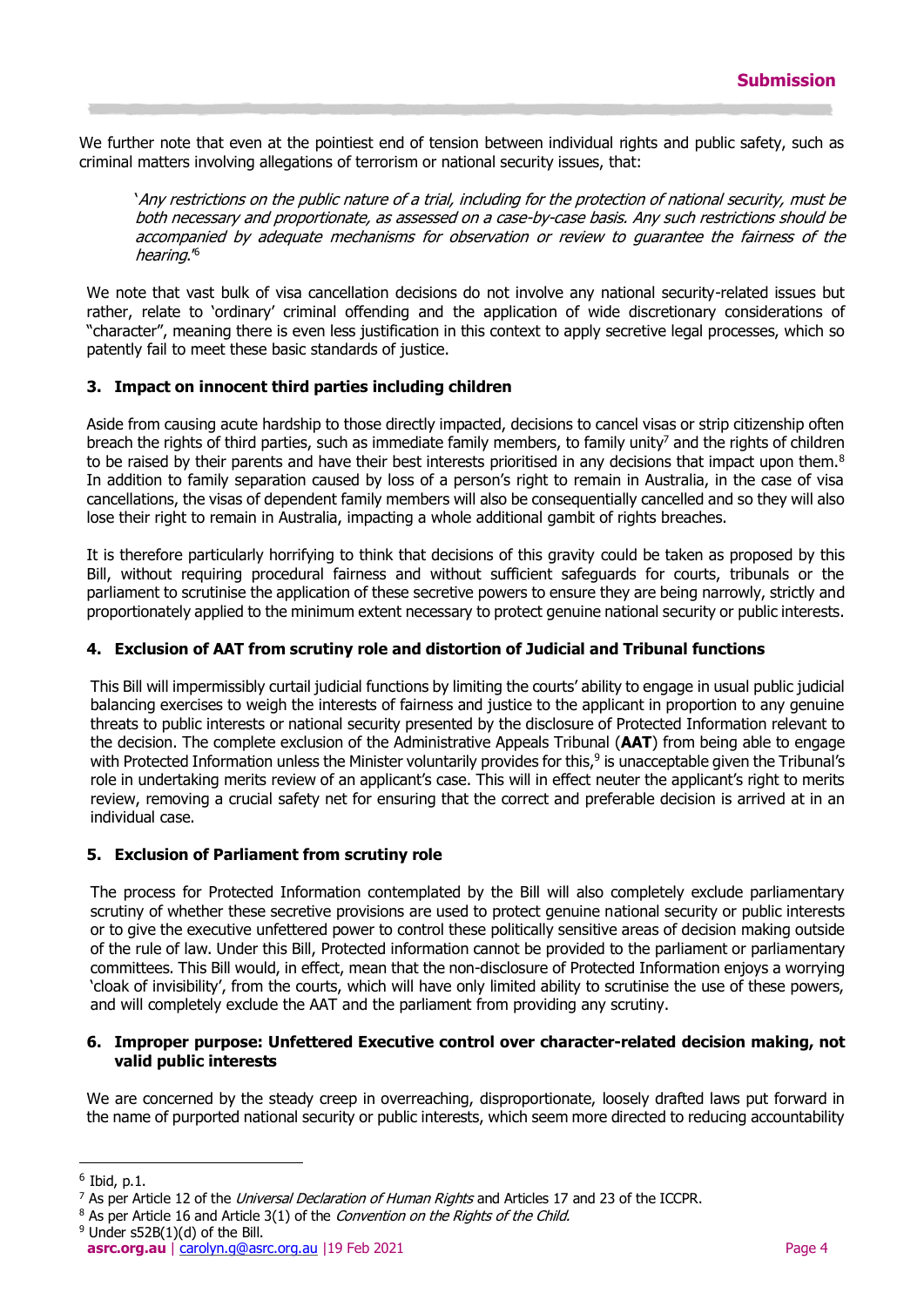We further note that even at the pointiest end of tension between individual rights and public safety, such as criminal matters involving allegations of terrorism or national security issues, that:

> '*Any restrictions on the public nature of a trial, including for the protection of national security, must be both necessary and proportionate, as assessed on a case-by-case basis. Any such restrictions should be accompanied by adequate mechanisms for observation or review to guarantee the fairness of the hearing.*'[6]

We note that vast bulk of visa cancellation decisions do not involve any national security-related issues but rather, relate to 'ordinary' criminal offending and the application of wide discretionary considerations of "character", meaning there is even less justification in this context to apply secretive legal processes, which so patently fail to meet these basic standards of justice.

### 3. Impact on innocent third parties including children

Aside from causing acute hardship to those directly impacted, decisions to cancel visas or strip citizenship often breach the rights of third parties, such as immediate family members, to family unity[7] and the rights of children to be raised by their parents and have their best interests prioritised in any decisions that impact upon them.[8] In addition to family separation caused by loss of a person's right to remain in Australia, in the case of visa cancellations, the visas of dependent family members will also be consequentially cancelled and so they will also lose their right to remain in Australia, impacting a whole additional gambit of rights breaches.

It is therefore particularly horrifying to think that decisions of this gravity could be taken as proposed by this Bill, without requiring procedural fairness and without sufficient safeguards for courts, tribunals or the parliament to scrutinise the application of these secretive powers to ensure they are being narrowly, strictly and proportionately applied to the minimum extent necessary to protect genuine national security or public interests.

### 4. Exclusion of AAT from scrutiny role and distortion of Judicial and Tribunal functions

This Bill will impermissibly curtail judicial functions by limiting the courts' ability to engage in usual public judicial balancing exercises to weigh the interests of fairness and justice to the applicant in proportion to any genuine threats to public interests or national security presented by the disclosure of Protected Information relevant to the decision. The complete exclusion of the Administrative Appeals Tribunal (**AAT**) from being able to engage with Protected Information unless the Minister voluntarily provides for this,[9] is unacceptable given the Tribunal's role in undertaking merits review of an applicant's case. This will in effect neuter the applicant's right to merits review, removing a crucial safety net for ensuring that the correct and preferable decision is arrived at in an individual case.

### 5. Exclusion of Parliament from scrutiny role

The process for Protected Information contemplated by the Bill will also completely exclude parliamentary scrutiny of whether these secretive provisions are used to protect genuine national security or public interests or to give the executive unfettered power to control these politically sensitive areas of decision making outside of the rule of law. Under this Bill, Protected information cannot be provided to the parliament or parliamentary committees. This Bill would, in effect, mean that the non-disclosure of Protected Information enjoys a worrying 'cloak of invisibility', from the courts, which will have only limited ability to scrutinise the use of these powers, and will completely exclude the AAT and the parliament from providing any scrutiny.

### 6. Improper purpose: Unfettered Executive control over character-related decision making, not valid public interests

We are concerned by the steady creep in overreaching, disproportionate, loosely drafted laws put forward in the name of purported national security or public interests, which seem more directed to reducing accountability

---

[6] Ibid, p.1.

[7] As per Article 12 of the *Universal Declaration of Human Rights* and Articles 17 and 23 of the ICCPR.

[8] As per Article 16 and Article 3(1) of the *Convention on the Rights of the Child.*

[9] Under s52B(1)(d) of the Bill.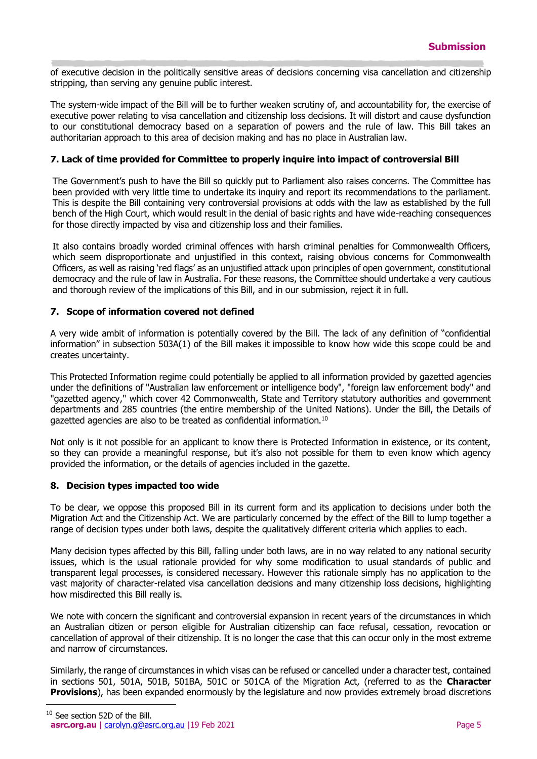of executive decision in the politically sensitive areas of decisions concerning visa cancellation and citizenship stripping, than serving any genuine public interest.

The system-wide impact of the Bill will be to further weaken scrutiny of, and accountability for, the exercise of executive power relating to visa cancellation and citizenship loss decisions. It will distort and cause dysfunction to our constitutional democracy based on a separation of powers and the rule of law. This Bill takes an authoritarian approach to this area of decision making and has no place in Australian law.

### 7. Lack of time provided for Committee to properly inquire into impact of controversial Bill

The Government's push to have the Bill so quickly put to Parliament also raises concerns. The Committee has been provided with very little time to undertake its inquiry and report its recommendations to the parliament. This is despite the Bill containing very controversial provisions at odds with the law as established by the full bench of the High Court, which would result in the denial of basic rights and have wide-reaching consequences for those directly impacted by visa and citizenship loss and their families.

It also contains broadly worded criminal offences with harsh criminal penalties for Commonwealth Officers, which seem disproportionate and unjustified in this context, raising obvious concerns for Commonwealth Officers, as well as raising 'red flags' as an unjustified attack upon principles of open government, constitutional democracy and the rule of law in Australia. For these reasons, the Committee should undertake a very cautious and thorough review of the implications of this Bill, and in our submission, reject it in full.

### 7. Scope of information covered not defined

A very wide ambit of information is potentially covered by the Bill. The lack of any definition of "confidential information" in subsection 503A(1) of the Bill makes it impossible to know how wide this scope could be and creates uncertainty.

This Protected Information regime could potentially be applied to all information provided by gazetted agencies under the definitions of "Australian law enforcement or intelligence body", "foreign law enforcement body" and "gazetted agency," which cover 42 Commonwealth, State and Territory statutory authorities and government departments and 285 countries (the entire membership of the United Nations). Under the Bill, the Details of gazetted agencies are also to be treated as confidential information.[10]

Not only is it not possible for an applicant to know there is Protected Information in existence, or its content, so they can provide a meaningful response, but it's also not possible for them to even know which agency provided the information, or the details of agencies included in the gazette.

### 8. Decision types impacted too wide

To be clear, we oppose this proposed Bill in its current form and its application to decisions under both the Migration Act and the Citizenship Act. We are particularly concerned by the effect of the Bill to lump together a range of decision types under both laws, despite the qualitatively different criteria which applies to each.

Many decision types affected by this Bill, falling under both laws, are in no way related to any national security issues, which is the usual rationale provided for why some modification to usual standards of public and transparent legal processes, is considered necessary. However this rationale simply has no application to the vast majority of character-related visa cancellation decisions and many citizenship loss decisions, highlighting how misdirected this Bill really is.

We note with concern the significant and controversial expansion in recent years of the circumstances in which an Australian citizen or person eligible for Australian citizenship can face refusal, cessation, revocation or cancellation of approval of their citizenship. It is no longer the case that this can occur only in the most extreme and narrow of circumstances.

Similarly, the range of circumstances in which visas can be refused or cancelled under a character test, contained in sections 501, 501A, 501B, 501BA, 501C or 501CA of the Migration Act, (referred to as the **Character Provisions**), has been expanded enormously by the legislature and now provides extremely broad discretions

[10] See section 52D of the Bill.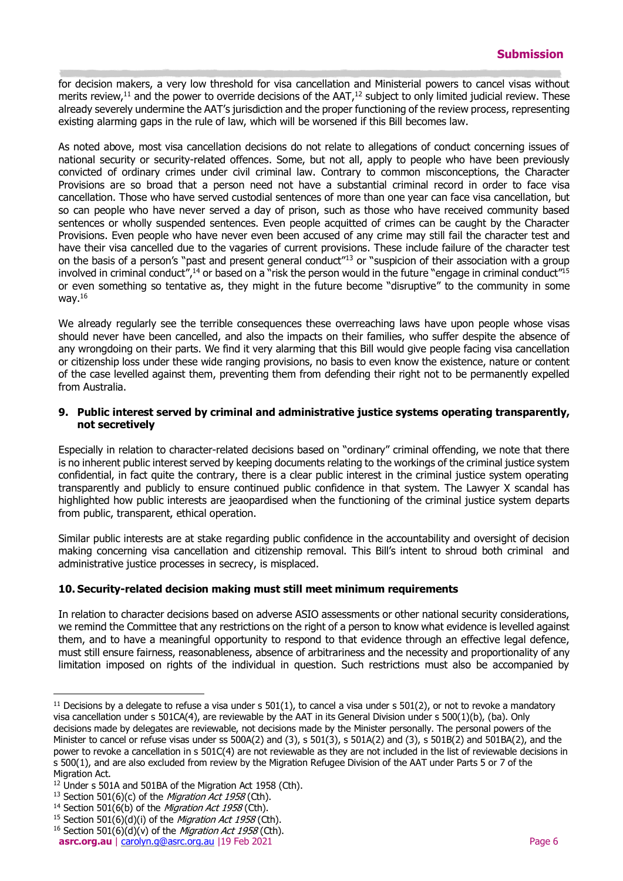for decision makers, a very low threshold for visa cancellation and Ministerial powers to cancel visas without merits review,[11] and the power to override decisions of the AAT,[12] subject to only limited judicial review. These already severely undermine the AAT's jurisdiction and the proper functioning of the review process, representing existing alarming gaps in the rule of law, which will be worsened if this Bill becomes law.

As noted above, most visa cancellation decisions do not relate to allegations of conduct concerning issues of national security or security-related offences. Some, but not all, apply to people who have been previously convicted of ordinary crimes under civil criminal law. Contrary to common misconceptions, the Character Provisions are so broad that a person need not have a substantial criminal record in order to face visa cancellation. Those who have served custodial sentences of more than one year can face visa cancellation, but so can people who have never served a day of prison, such as those who have received community based sentences or wholly suspended sentences. Even people acquitted of crimes can be caught by the Character Provisions. Even people who have never even been accused of any crime may still fail the character test and have their visa cancelled due to the vagaries of current provisions. These include failure of the character test on the basis of a person's "past and present general conduct"[13] or "suspicion of their association with a group involved in criminal conduct",[14] or based on a "risk the person would in the future "engage in criminal conduct"[15] or even something so tentative as, they might in the future become "disruptive" to the community in some way.[16]

We already regularly see the terrible consequences these overreaching laws have upon people whose visas should never have been cancelled, and also the impacts on their families, who suffer despite the absence of any wrongdoing on their parts. We find it very alarming that this Bill would give people facing visa cancellation or citizenship loss under these wide ranging provisions, no basis to even know the existence, nature or content of the case levelled against them, preventing them from defending their right not to be permanently expelled from Australia.

## 9. Public interest served by criminal and administrative justice systems operating transparently, not secretively

Especially in relation to character-related decisions based on "ordinary" criminal offending, we note that there is no inherent public interest served by keeping documents relating to the workings of the criminal justice system confidential, in fact quite the contrary, there is a clear public interest in the criminal justice system operating transparently and publicly to ensure continued public confidence in that system. The Lawyer X scandal has highlighted how public interests are jeaopardised when the functioning of the criminal justice system departs from public, transparent, ethical operation.

Similar public interests are at stake regarding public confidence in the accountability and oversight of decision making concerning visa cancellation and citizenship removal. This Bill's intent to shroud both criminal and administrative justice processes in secrecy, is misplaced.

## 10. Security-related decision making must still meet minimum requirements

In relation to character decisions based on adverse ASIO assessments or other national security considerations, we remind the Committee that any restrictions on the right of a person to know what evidence is levelled against them, and to have a meaningful opportunity to respond to that evidence through an effective legal defence, must still ensure fairness, reasonableness, absence of arbitrariness and the necessity and proportionality of any limitation imposed on rights of the individual in question. Such restrictions must also be accompanied by

---

[11] Decisions by a delegate to refuse a visa under s 501(1), to cancel a visa under s 501(2), or not to revoke a mandatory visa cancellation under s 501CA(4), are reviewable by the AAT in its General Division under s 500(1)(b), (ba). Only decisions made by delegates are reviewable, not decisions made by the Minister personally. The personal powers of the Minister to cancel or refuse visas under ss 500A(2) and (3), s 501(3), s 501A(2) and (3), s 501B(2) and 501BA(2), and the power to revoke a cancellation in s 501C(4) are not reviewable as they are not included in the list of reviewable decisions in s 500(1), and are also excluded from review by the Migration Refugee Division of the AAT under Parts 5 or 7 of the Migration Act.

[12] Under s 501A and 501BA of the Migration Act 1958 (Cth).

[13] Section 501(6)(c) of the *Migration Act 1958* (Cth).

[14] Section 501(6(b) of the *Migration Act 1958* (Cth).

[15] Section 501(6)(d)(i) of the *Migration Act 1958* (Cth).

[16] Section 501(6)(d)(v) of the *Migration Act 1958* (Cth).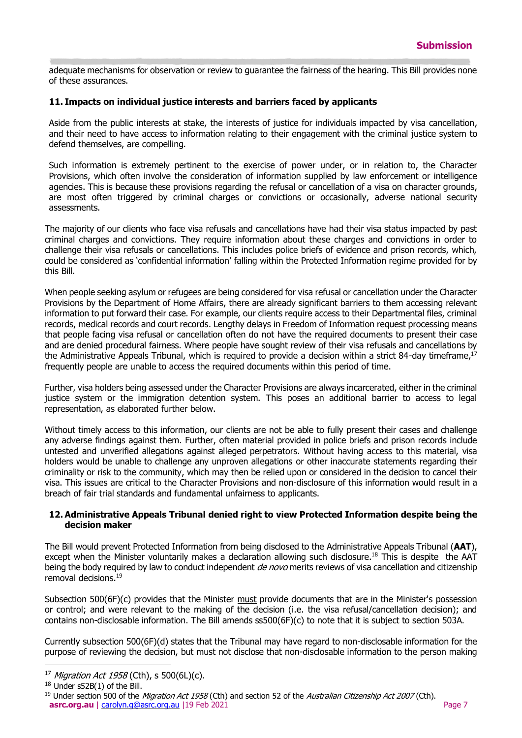adequate mechanisms for observation or review to guarantee the fairness of the hearing. This Bill provides none of these assurances.

## 11. Impacts on individual justice interests and barriers faced by applicants

Aside from the public interests at stake, the interests of justice for individuals impacted by visa cancellation, and their need to have access to information relating to their engagement with the criminal justice system to defend themselves, are compelling.

Such information is extremely pertinent to the exercise of power under, or in relation to, the Character Provisions, which often involve the consideration of information supplied by law enforcement or intelligence agencies. This is because these provisions regarding the refusal or cancellation of a visa on character grounds, are most often triggered by criminal charges or convictions or occasionally, adverse national security assessments.

The majority of our clients who face visa refusals and cancellations have had their visa status impacted by past criminal charges and convictions. They require information about these charges and convictions in order to challenge their visa refusals or cancellations. This includes police briefs of evidence and prison records, which, could be considered as 'confidential information' falling within the Protected Information regime provided for by this Bill.

When people seeking asylum or refugees are being considered for visa refusal or cancellation under the Character Provisions by the Department of Home Affairs, there are already significant barriers to them accessing relevant information to put forward their case. For example, our clients require access to their Departmental files, criminal records, medical records and court records. Lengthy delays in Freedom of Information request processing means that people facing visa refusal or cancellation often do not have the required documents to present their case and are denied procedural fairness. Where people have sought review of their visa refusals and cancellations by the Administrative Appeals Tribunal, which is required to provide a decision within a strict 84-day timeframe,[17] frequently people are unable to access the required documents within this period of time.

Further, visa holders being assessed under the Character Provisions are always incarcerated, either in the criminal justice system or the immigration detention system. This poses an additional barrier to access to legal representation, as elaborated further below.

Without timely access to this information, our clients are not be able to fully present their cases and challenge any adverse findings against them. Further, often material provided in police briefs and prison records include untested and unverified allegations against alleged perpetrators. Without having access to this material, visa holders would be unable to challenge any unproven allegations or other inaccurate statements regarding their criminality or risk to the community, which may then be relied upon or considered in the decision to cancel their visa. This issues are critical to the Character Provisions and non-disclosure of this information would result in a breach of fair trial standards and fundamental unfairness to applicants.

## 12. Administrative Appeals Tribunal denied right to view Protected Information despite being the decision maker

The Bill would prevent Protected Information from being disclosed to the Administrative Appeals Tribunal (**AAT**), except when the Minister voluntarily makes a declaration allowing such disclosure.[18] This is despite the AAT being the body required by law to conduct independent *de novo* merits reviews of visa cancellation and citizenship removal decisions.[19]

Subsection 500(6F)(c) provides that the Minister must provide documents that are in the Minister's possession or control; and were relevant to the making of the decision (i.e. the visa refusal/cancellation decision); and contains non-disclosable information. The Bill amends ss500(6F)(c) to note that it is subject to section 503A.

Currently subsection 500(6F)(d) states that the Tribunal may have regard to non-disclosable information for the purpose of reviewing the decision, but must not disclose that non-disclosable information to the person making

---

[17] *Migration Act 1958* (Cth), s 500(6L)(c).

[18] Under s52B(1) of the Bill.

[19] Under section 500 of the *Migration Act 1958* (Cth) and section 52 of the *Australian Citizenship Act 2007* (Cth).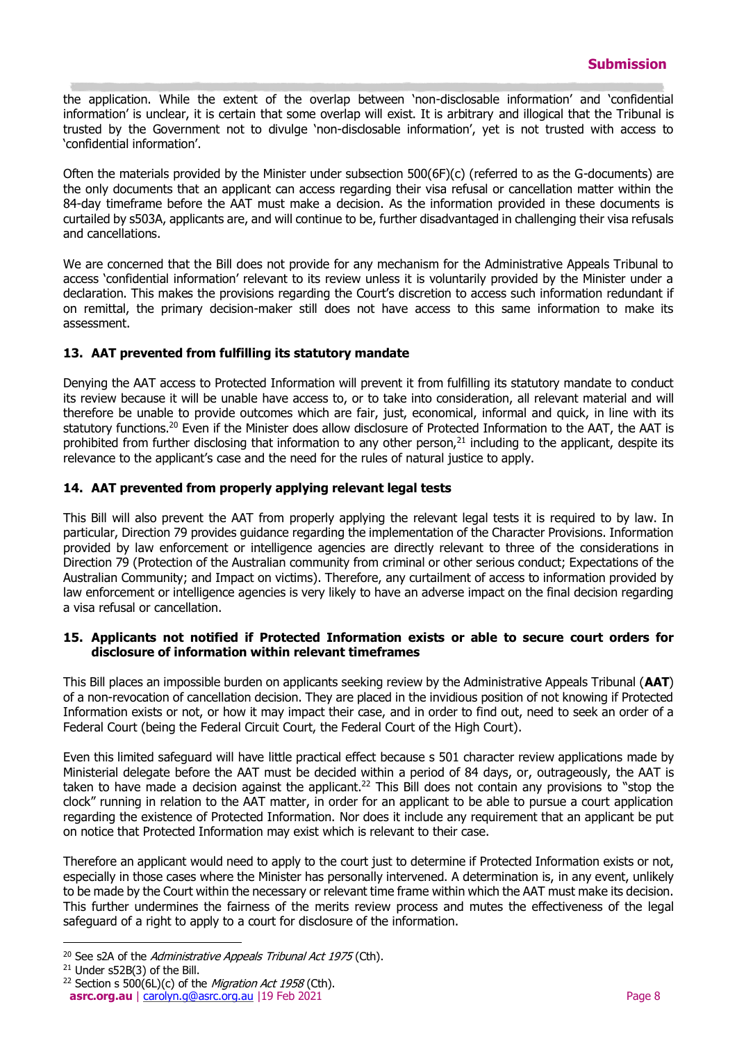the application. While the extent of the overlap between 'non-disclosable information' and 'confidential information' is unclear, it is certain that some overlap will exist. It is arbitrary and illogical that the Tribunal is trusted by the Government not to divulge 'non-disclosable information', yet is not trusted with access to 'confidential information'.

Often the materials provided by the Minister under subsection 500(6F)(c) (referred to as the G-documents) are the only documents that an applicant can access regarding their visa refusal or cancellation matter within the 84-day timeframe before the AAT must make a decision. As the information provided in these documents is curtailed by s503A, applicants are, and will continue to be, further disadvantaged in challenging their visa refusals and cancellations.

We are concerned that the Bill does not provide for any mechanism for the Administrative Appeals Tribunal to access 'confidential information' relevant to its review unless it is voluntarily provided by the Minister under a declaration. This makes the provisions regarding the Court's discretion to access such information redundant if on remittal, the primary decision-maker still does not have access to this same information to make its assessment.

### 13. AAT prevented from fulfilling its statutory mandate

Denying the AAT access to Protected Information will prevent it from fulfilling its statutory mandate to conduct its review because it will be unable have access to, or to take into consideration, all relevant material and will therefore be unable to provide outcomes which are fair, just, economical, informal and quick, in line with its statutory functions.[20] Even if the Minister does allow disclosure of Protected Information to the AAT, the AAT is prohibited from further disclosing that information to any other person,[21] including to the applicant, despite its relevance to the applicant's case and the need for the rules of natural justice to apply.

### 14. AAT prevented from properly applying relevant legal tests

This Bill will also prevent the AAT from properly applying the relevant legal tests it is required to by law. In particular, Direction 79 provides guidance regarding the implementation of the Character Provisions. Information provided by law enforcement or intelligence agencies are directly relevant to three of the considerations in Direction 79 (Protection of the Australian community from criminal or other serious conduct; Expectations of the Australian Community; and Impact on victims). Therefore, any curtailment of access to information provided by law enforcement or intelligence agencies is very likely to have an adverse impact on the final decision regarding a visa refusal or cancellation.

### 15. Applicants not notified if Protected Information exists or able to secure court orders for disclosure of information within relevant timeframes

This Bill places an impossible burden on applicants seeking review by the Administrative Appeals Tribunal (**AAT**) of a non-revocation of cancellation decision. They are placed in the invidious position of not knowing if Protected Information exists or not, or how it may impact their case, and in order to find out, need to seek an order of a Federal Court (being the Federal Circuit Court, the Federal Court of the High Court).

Even this limited safeguard will have little practical effect because s 501 character review applications made by Ministerial delegate before the AAT must be decided within a period of 84 days, or, outrageously, the AAT is taken to have made a decision against the applicant.[22] This Bill does not contain any provisions to "stop the clock" running in relation to the AAT matter, in order for an applicant to be able to pursue a court application regarding the existence of Protected Information. Nor does it include any requirement that an applicant be put on notice that Protected Information may exist which is relevant to their case.

Therefore an applicant would need to apply to the court just to determine if Protected Information exists or not, especially in those cases where the Minister has personally intervened. A determination is, in any event, unlikely to be made by the Court within the necessary or relevant time frame within which the AAT must make its decision. This further undermines the fairness of the merits review process and mutes the effectiveness of the legal safeguard of a right to apply to a court for disclosure of the information.

---

[20] See s2A of the *Administrative Appeals Tribunal Act 1975* (Cth).

[21] Under s52B(3) of the Bill.

[22] Section s 500(6L)(c) of the *Migration Act 1958* (Cth).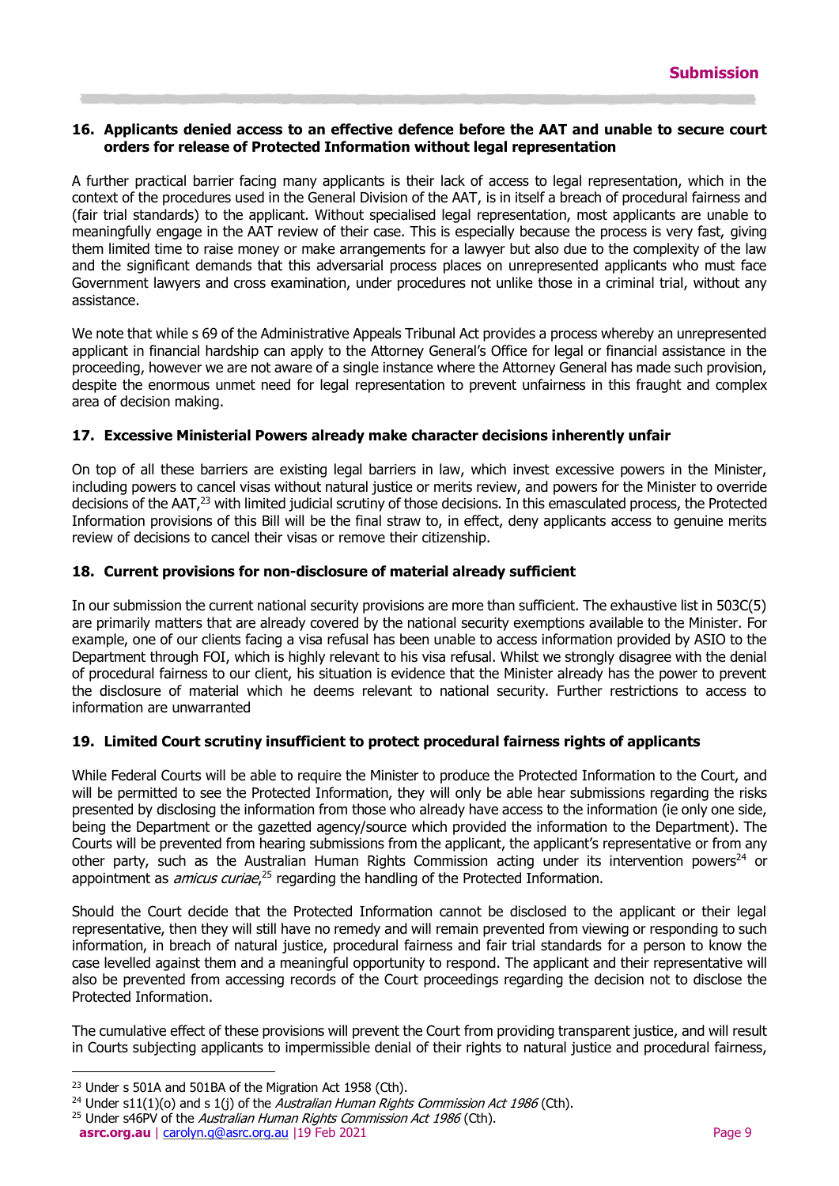### 16. Applicants denied access to an effective defence before the AAT and unable to secure court orders for release of Protected Information without legal representation

A further practical barrier facing many applicants is their lack of access to legal representation, which in the context of the procedures used in the General Division of the AAT, is in itself a breach of procedural fairness and (fair trial standards) to the applicant. Without specialised legal representation, most applicants are unable to meaningfully engage in the AAT review of their case. This is especially because the process is very fast, giving them limited time to raise money or make arrangements for a lawyer but also due to the complexity of the law and the significant demands that this adversarial process places on unrepresented applicants who must face Government lawyers and cross examination, under procedures not unlike those in a criminal trial, without any assistance.

We note that while s 69 of the Administrative Appeals Tribunal Act provides a process whereby an unrepresented applicant in financial hardship can apply to the Attorney General's Office for legal or financial assistance in the proceeding, however we are not aware of a single instance where the Attorney General has made such provision, despite the enormous unmet need for legal representation to prevent unfairness in this fraught and complex area of decision making.

### 17. Excessive Ministerial Powers already make character decisions inherently unfair

On top of all these barriers are existing legal barriers in law, which invest excessive powers in the Minister, including powers to cancel visas without natural justice or merits review, and powers for the Minister to override decisions of the AAT,[23] with limited judicial scrutiny of those decisions. In this emasculated process, the Protected Information provisions of this Bill will be the final straw to, in effect, deny applicants access to genuine merits review of decisions to cancel their visas or remove their citizenship.

### 18. Current provisions for non-disclosure of material already sufficient

In our submission the current national security provisions are more than sufficient. The exhaustive list in 503C(5) are primarily matters that are already covered by the national security exemptions available to the Minister. For example, one of our clients facing a visa refusal has been unable to access information provided by ASIO to the Department through FOI, which is highly relevant to his visa refusal. Whilst we strongly disagree with the denial of procedural fairness to our client, his situation is evidence that the Minister already has the power to prevent the disclosure of material which he deems relevant to national security. Further restrictions to access to information are unwarranted

### 19. Limited Court scrutiny insufficient to protect procedural fairness rights of applicants

While Federal Courts will be able to require the Minister to produce the Protected Information to the Court, and will be permitted to see the Protected Information, they will only be able hear submissions regarding the risks presented by disclosing the information from those who already have access to the information (ie only one side, being the Department or the gazetted agency/source which provided the information to the Department). The Courts will be prevented from hearing submissions from the applicant, the applicant's representative or from any other party, such as the Australian Human Rights Commission acting under its intervention powers[24] or appointment as *amicus curiae*,[25] regarding the handling of the Protected Information.

Should the Court decide that the Protected Information cannot be disclosed to the applicant or their legal representative, then they will still have no remedy and will remain prevented from viewing or responding to such information, in breach of natural justice, procedural fairness and fair trial standards for a person to know the case levelled against them and a meaningful opportunity to respond. The applicant and their representative will also be prevented from accessing records of the Court proceedings regarding the decision not to disclose the Protected Information.

The cumulative effect of these provisions will prevent the Court from providing transparent justice, and will result in Courts subjecting applicants to impermissible denial of their rights to natural justice and procedural fairness,

---

[23] Under s 501A and 501BA of the Migration Act 1958 (Cth).

[24] Under s11(1)(o) and s 1(j) of the *Australian Human Rights Commission Act 1986* (Cth).

[25] Under s46PV of the *Australian Human Rights Commission Act 1986* (Cth).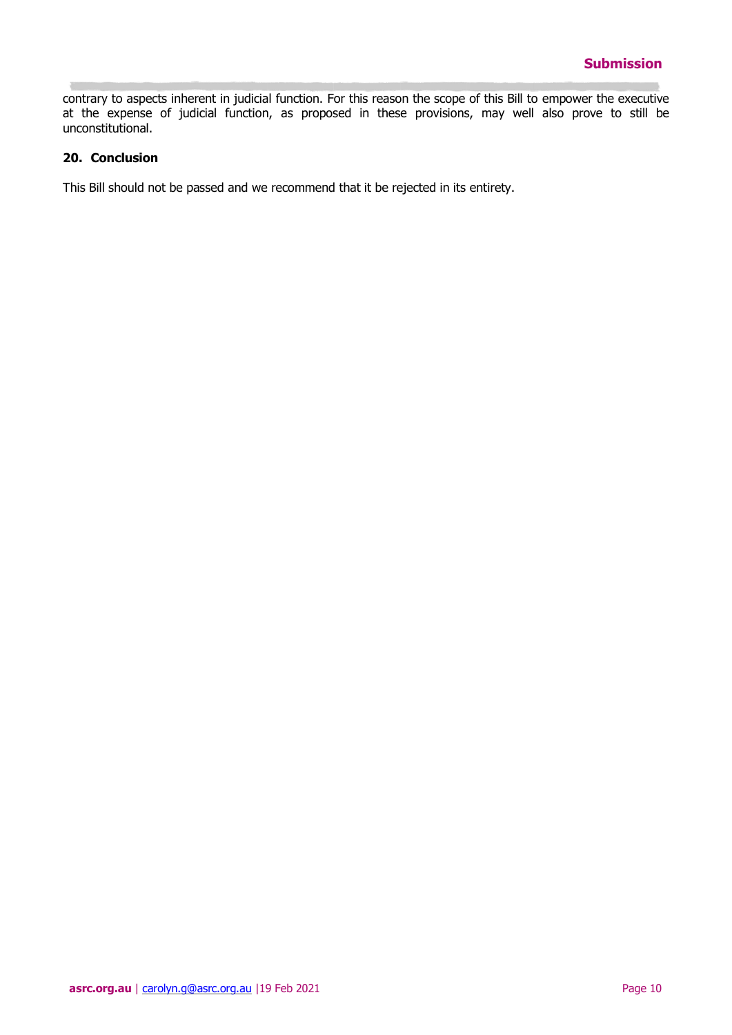contrary to aspects inherent in judicial function. For this reason the scope of this Bill to empower the executive at the expense of judicial function, as proposed in these provisions, may well also prove to still be unconstitutional.

### 20. Conclusion

This Bill should not be passed and we recommend that it be rejected in its entirety.